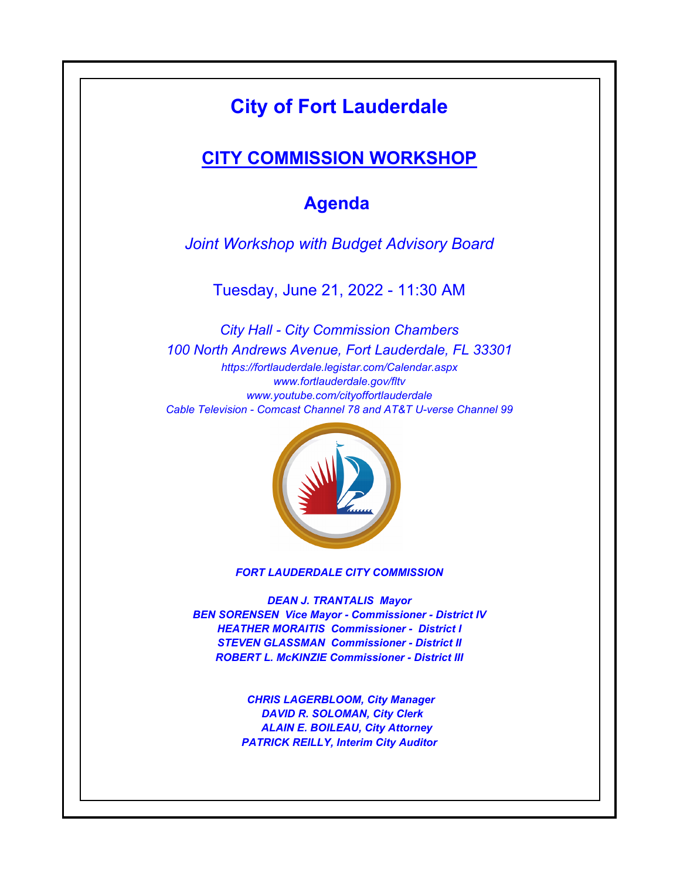# City of Fort Lauderdale

## CITY COMMISSION WORKSHOP

## Agenda

*Joint Workshop with Budget Advisory Board*

Tuesday, June 21, 2022 - 11:30 AM

*City Hall - City Commission Chambers*

*100 North Andrews Avenue, Fort Lauderdale, FL 33301*

*https://fortlauderdale.legistar.com/Calendar.aspx*

*www.fortlauderdale.gov/fltv*

*www.youtube.com/cityoffortlauderdale*

*Cable Television - Comcast Channel 78 and AT&T U-verse Channel 99*

***FORT LAUDERDALE CITY COMMISSION***

***DEAN J. TRANTALIS Mayor***

***BEN SORENSEN Vice Mayor - Commissioner - District IV***

***HEATHER MORAITIS Commissioner - District I***

***STEVEN GLASSMAN Commissioner - District II***

***ROBERT L. McKINZIE Commissioner - District III***

***CHRIS LAGERBLOOM, City Manager***

***DAVID R. SOLOMAN, City Clerk***

***ALAIN E. BOILEAU, City Attorney***

***PATRICK REILLY, Interim City Auditor***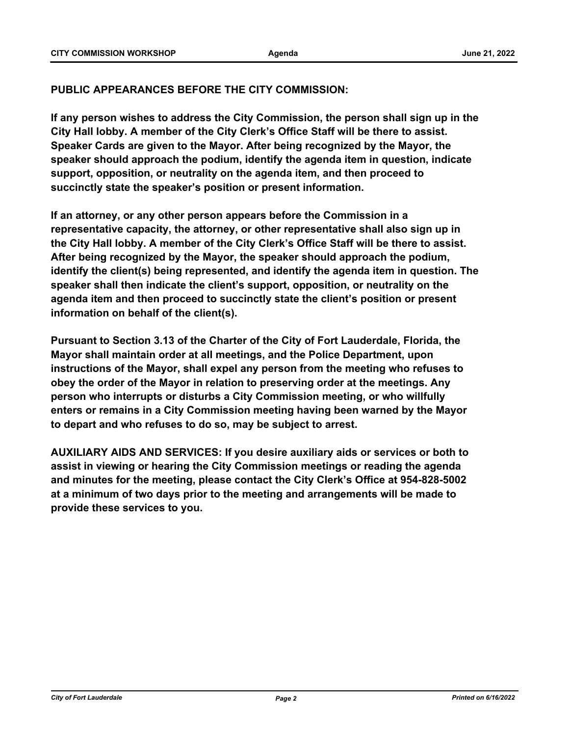**PUBLIC APPEARANCES BEFORE THE CITY COMMISSION:**

**If any person wishes to address the City Commission, the person shall sign up in the City Hall lobby. A member of the City Clerk's Office Staff will be there to assist. Speaker Cards are given to the Mayor. After being recognized by the Mayor, the speaker should approach the podium, identify the agenda item in question, indicate support, opposition, or neutrality on the agenda item, and then proceed to succinctly state the speaker's position or present information.**

**If an attorney, or any other person appears before the Commission in a representative capacity, the attorney, or other representative shall also sign up in the City Hall lobby. A member of the City Clerk's Office Staff will be there to assist. After being recognized by the Mayor, the speaker should approach the podium, identify the client(s) being represented, and identify the agenda item in question. The speaker shall then indicate the client's support, opposition, or neutrality on the agenda item and then proceed to succinctly state the client's position or present information on behalf of the client(s).**

**Pursuant to Section 3.13 of the Charter of the City of Fort Lauderdale, Florida, the Mayor shall maintain order at all meetings, and the Police Department, upon instructions of the Mayor, shall expel any person from the meeting who refuses to obey the order of the Mayor in relation to preserving order at the meetings. Any person who interrupts or disturbs a City Commission meeting, or who willfully enters or remains in a City Commission meeting having been warned by the Mayor to depart and who refuses to do so, may be subject to arrest.**

**AUXILIARY AIDS AND SERVICES: If you desire auxiliary aids or services or both to assist in viewing or hearing the City Commission meetings or reading the agenda and minutes for the meeting, please contact the City Clerk's Office at 954-828-5002 at a minimum of two days prior to the meeting and arrangements will be made to provide these services to you.**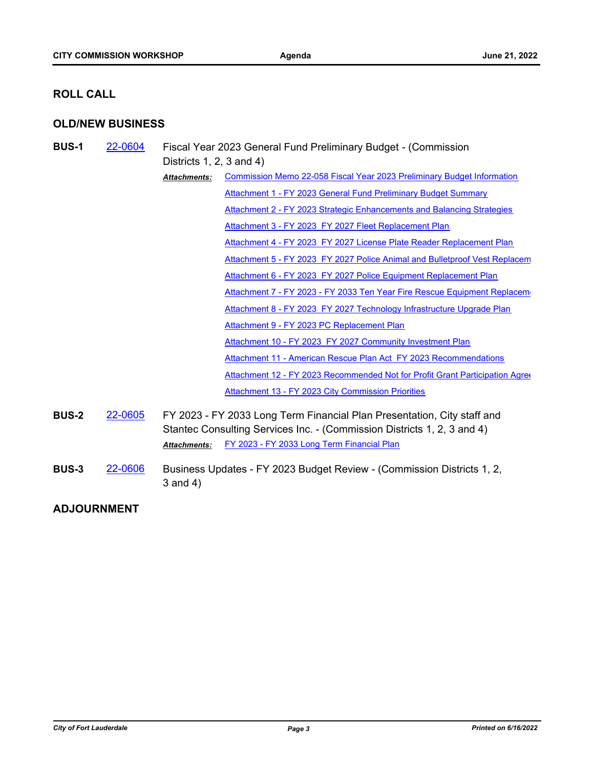## ROLL CALL

## OLD/NEW BUSINESS

**BUS-1** 22-0604 Fiscal Year 2023 General Fund Preliminary Budget - (Commission Districts 1, 2, 3 and 4)

***Attachments:***
- Commission Memo 22-058 Fiscal Year 2023 Preliminary Budget Information
- Attachment 1 - FY 2023 General Fund Preliminary Budget Summary
- Attachment 2 - FY 2023 Strategic Enhancements and Balancing Strategies
- Attachment 3 - FY 2023 FY 2027 Fleet Replacement Plan
- Attachment 4 - FY 2023 FY 2027 License Plate Reader Replacement Plan
- Attachment 5 - FY 2023 FY 2027 Police Animal and Bulletproof Vest Replacem
- Attachment 6 - FY 2023 FY 2027 Police Equipment Replacement Plan
- Attachment 7 - FY 2023 - FY 2033 Ten Year Fire Rescue Equipment Replacem
- Attachment 8 - FY 2023 FY 2027 Technology Infrastructure Upgrade Plan
- Attachment 9 - FY 2023 PC Replacement Plan
- Attachment 10 - FY 2023 FY 2027 Community Investment Plan
- Attachment 11 - American Rescue Plan Act FY 2023 Recommendations
- Attachment 12 - FY 2023 Recommended Not for Profit Grant Participation Agree
- Attachment 13 - FY 2023 City Commission Priorities

**BUS-2** 22-0605 FY 2023 - FY 2033 Long Term Financial Plan Presentation, City staff and Stantec Consulting Services Inc. - (Commission Districts 1, 2, 3 and 4)

***Attachments:*** FY 2023 - FY 2033 Long Term Financial Plan

**BUS-3** 22-0606 Business Updates - FY 2023 Budget Review - (Commission Districts 1, 2, 3 and 4)

## ADJOURNMENT